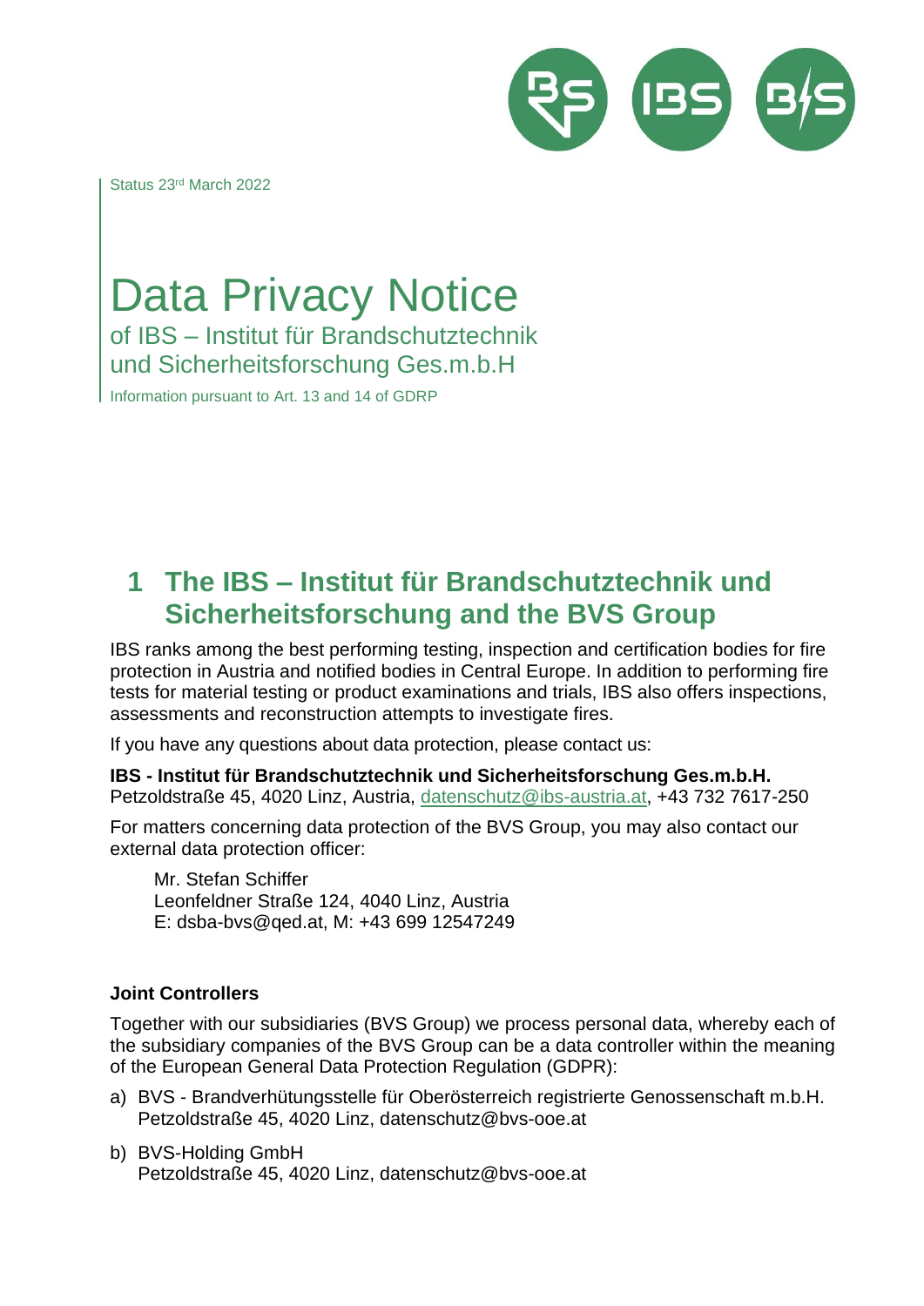Status 23rd March 2022

# Data Privacy Notice

of IBS – Institut für Brandschutztechnik und Sicherheitsforschung Ges.m.b.H

Information pursuant to Art. 13 and 14 of GDRP

## 1 The IBS – Institut für Brandschutztechnik und Sicherheitsforschung and the BVS Group

IBS ranks among the best performing testing, inspection and certification bodies for fire protection in Austria and notified bodies in Central Europe. In addition to performing fire tests for material testing or product examinations and trials, IBS also offers inspections, assessments and reconstruction attempts to investigate fires.

If you have any questions about data protection, please contact us:

**IBS - Institut für Brandschutztechnik und Sicherheitsforschung Ges.m.b.H.**
Petzoldstraße 45, 4020 Linz, Austria, datenschutz@ibs-austria.at, +43 732 7617-250

For matters concerning data protection of the BVS Group, you may also contact our external data protection officer:

Mr. Stefan Schiffer
Leonfeldner Straße 124, 4040 Linz, Austria
E: dsba-bvs@qed.at, M: +43 699 12547249

**Joint Controllers**

Together with our subsidiaries (BVS Group) we process personal data, whereby each of the subsidiary companies of the BVS Group can be a data controller within the meaning of the European General Data Protection Regulation (GDPR):

a) BVS - Brandverhütungsstelle für Oberösterreich registrierte Genossenschaft m.b.H.
Petzoldstraße 45, 4020 Linz, datenschutz@bvs-ooe.at

b) BVS-Holding GmbH
Petzoldstraße 45, 4020 Linz, datenschutz@bvs-ooe.at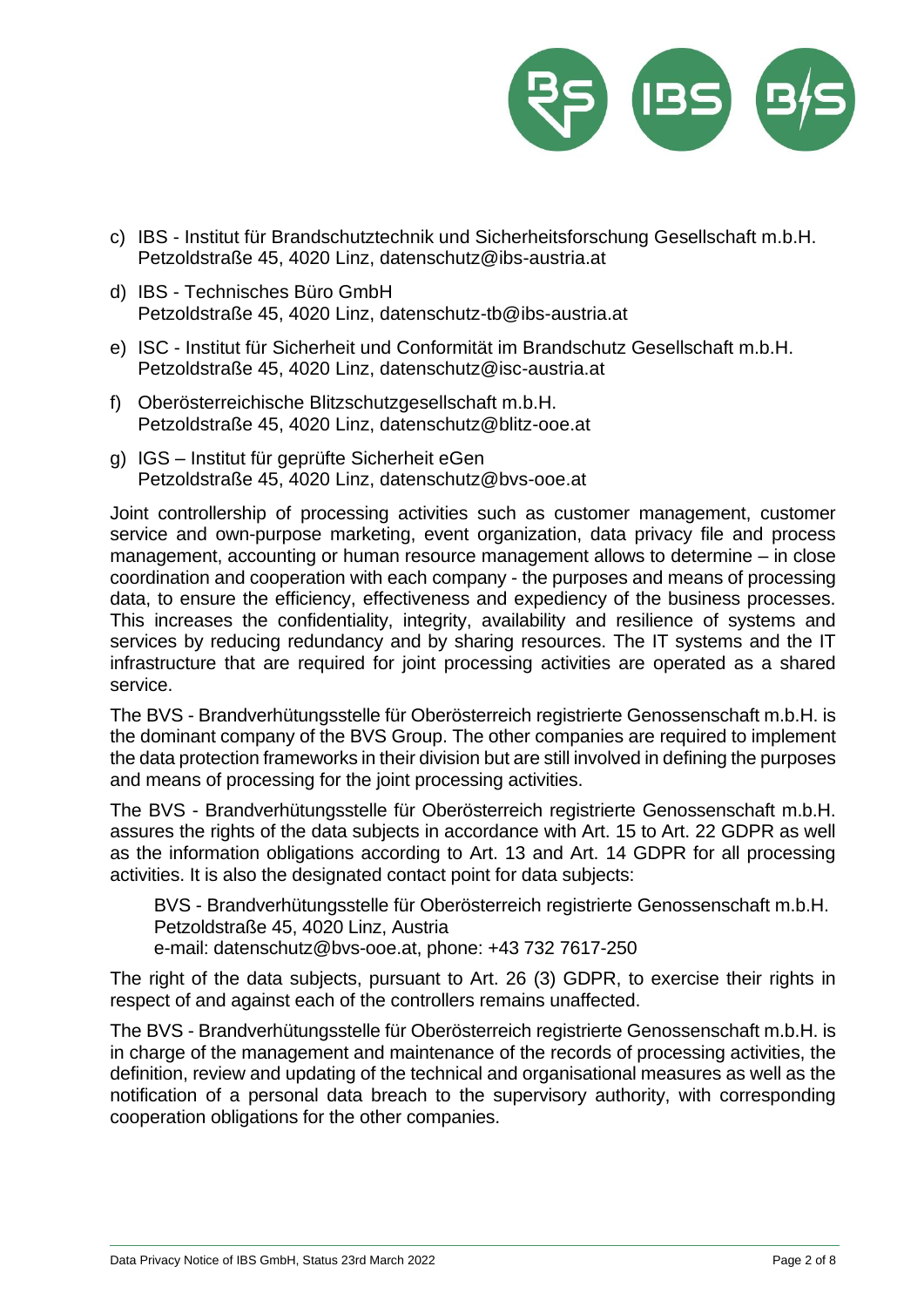c) IBS - Institut für Brandschutztechnik und Sicherheitsforschung Gesellschaft m.b.H.
   Petzoldstraße 45, 4020 Linz, datenschutz@ibs-austria.at

d) IBS - Technisches Büro GmbH
   Petzoldstraße 45, 4020 Linz, datenschutz-tb@ibs-austria.at

e) ISC - Institut für Sicherheit und Conformität im Brandschutz Gesellschaft m.b.H.
   Petzoldstraße 45, 4020 Linz, datenschutz@isc-austria.at

f) Oberösterreichische Blitzschutzgesellschaft m.b.H.
   Petzoldstraße 45, 4020 Linz, datenschutz@blitz-ooe.at

g) IGS – Institut für geprüfte Sicherheit eGen
   Petzoldstraße 45, 4020 Linz, datenschutz@bvs-ooe.at

Joint controllership of processing activities such as customer management, customer service and own-purpose marketing, event organization, data privacy file and process management, accounting or human resource management allows to determine – in close coordination and cooperation with each company - the purposes and means of processing data, to ensure the efficiency, effectiveness and expediency of the business processes. This increases the confidentiality, integrity, availability and resilience of systems and services by reducing redundancy and by sharing resources. The IT systems and the IT infrastructure that are required for joint processing activities are operated as a shared service.

The BVS - Brandverhütungsstelle für Oberösterreich registrierte Genossenschaft m.b.H. is the dominant company of the BVS Group. The other companies are required to implement the data protection frameworks in their division but are still involved in defining the purposes and means of processing for the joint processing activities.

The BVS - Brandverhütungsstelle für Oberösterreich registrierte Genossenschaft m.b.H. assures the rights of the data subjects in accordance with Art. 15 to Art. 22 GDPR as well as the information obligations according to Art. 13 and Art. 14 GDPR for all processing activities. It is also the designated contact point for data subjects:

> BVS - Brandverhütungsstelle für Oberösterreich registrierte Genossenschaft m.b.H.
> Petzoldstraße 45, 4020 Linz, Austria
> e-mail: datenschutz@bvs-ooe.at, phone: +43 732 7617-250

The right of the data subjects, pursuant to Art. 26 (3) GDPR, to exercise their rights in respect of and against each of the controllers remains unaffected.

The BVS - Brandverhütungsstelle für Oberösterreich registrierte Genossenschaft m.b.H. is in charge of the management and maintenance of the records of processing activities, the definition, review and updating of the technical and organisational measures as well as the notification of a personal data breach to the supervisory authority, with corresponding cooperation obligations for the other companies.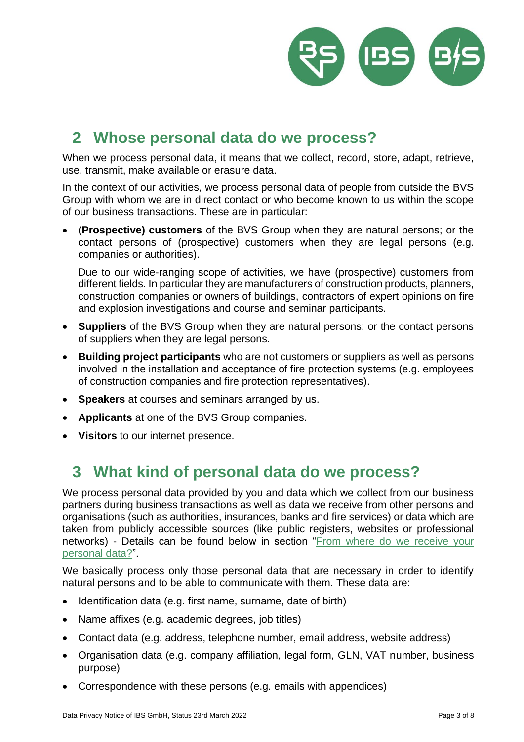## 2 Whose personal data do we process?

When we process personal data, it means that we collect, record, store, adapt, retrieve, use, transmit, make available or erasure data.

In the context of our activities, we process personal data of people from outside the BVS Group with whom we are in direct contact or who become known to us within the scope of our business transactions. These are in particular:

- (**Prospective) customers** of the BVS Group when they are natural persons; or the contact persons of (prospective) customers when they are legal persons (e.g. companies or authorities).

  Due to our wide-ranging scope of activities, we have (prospective) customers from different fields. In particular they are manufacturers of construction products, planners, construction companies or owners of buildings, contractors of expert opinions on fire and explosion investigations and course and seminar participants.

- **Suppliers** of the BVS Group when they are natural persons; or the contact persons of suppliers when they are legal persons.
- **Building project participants** who are not customers or suppliers as well as persons involved in the installation and acceptance of fire protection systems (e.g. employees of construction companies and fire protection representatives).
- **Speakers** at courses and seminars arranged by us.
- **Applicants** at one of the BVS Group companies.
- **Visitors** to our internet presence.

## 3 What kind of personal data do we process?

We process personal data provided by you and data which we collect from our business partners during business transactions as well as data we receive from other persons and organisations (such as authorities, insurances, banks and fire services) or data which are taken from publicly accessible sources (like public registers, websites or professional networks) - Details can be found below in section "From where do we receive your personal data?".

We basically process only those personal data that are necessary in order to identify natural persons and to be able to communicate with them. These data are:

- Identification data (e.g. first name, surname, date of birth)
- Name affixes (e.g. academic degrees, job titles)
- Contact data (e.g. address, telephone number, email address, website address)
- Organisation data (e.g. company affiliation, legal form, GLN, VAT number, business purpose)
- Correspondence with these persons (e.g. emails with appendices)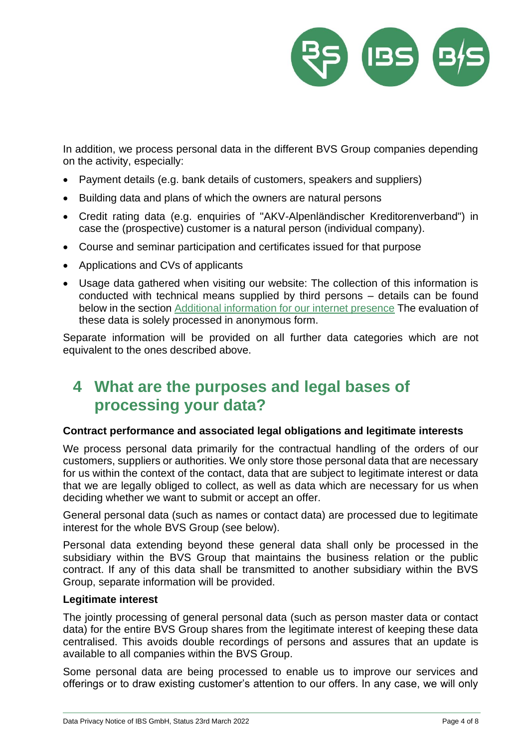In addition, we process personal data in the different BVS Group companies depending on the activity, especially:

- Payment details (e.g. bank details of customers, speakers and suppliers)
- Building data and plans of which the owners are natural persons
- Credit rating data (e.g. enquiries of "AKV-Alpenländischer Kreditorenverband") in case the (prospective) customer is a natural person (individual company).
- Course and seminar participation and certificates issued for that purpose
- Applications and CVs of applicants
- Usage data gathered when visiting our website: The collection of this information is conducted with technical means supplied by third persons – details can be found below in the section Additional information for our internet presence The evaluation of these data is solely processed in anonymous form.

Separate information will be provided on all further data categories which are not equivalent to the ones described above.

# 4 What are the purposes and legal bases of processing your data?

**Contract performance and associated legal obligations and legitimate interests**

We process personal data primarily for the contractual handling of the orders of our customers, suppliers or authorities. We only store those personal data that are necessary for us within the context of the contact, data that are subject to legitimate interest or data that we are legally obliged to collect, as well as data which are necessary for us when deciding whether we want to submit or accept an offer.

General personal data (such as names or contact data) are processed due to legitimate interest for the whole BVS Group (see below).

Personal data extending beyond these general data shall only be processed in the subsidiary within the BVS Group that maintains the business relation or the public contract. If any of this data shall be transmitted to another subsidiary within the BVS Group, separate information will be provided.

**Legitimate interest**

The jointly processing of general personal data (such as person master data or contact data) for the entire BVS Group shares from the legitimate interest of keeping these data centralised. This avoids double recordings of persons and assures that an update is available to all companies within the BVS Group.

Some personal data are being processed to enable us to improve our services and offerings or to draw existing customer's attention to our offers. In any case, we will only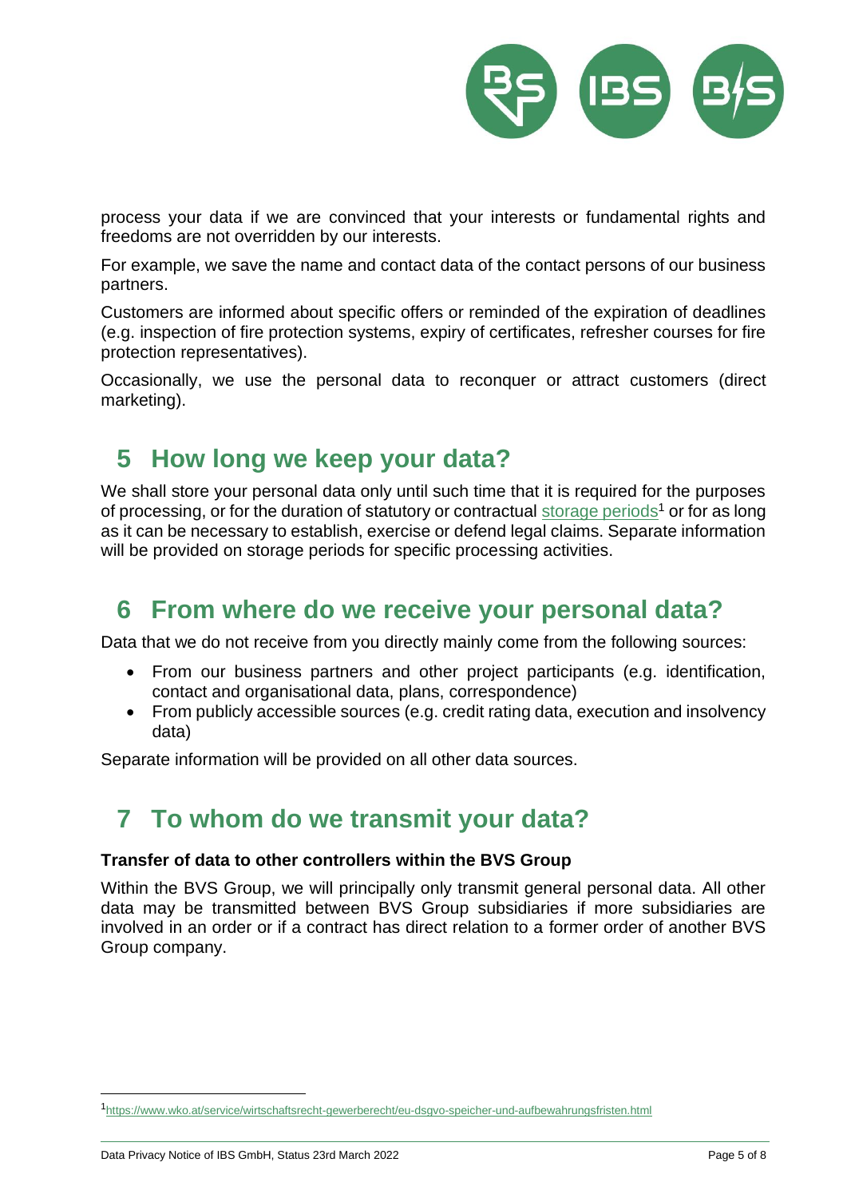process your data if we are convinced that your interests or fundamental rights and freedoms are not overridden by our interests.

For example, we save the name and contact data of the contact persons of our business partners.

Customers are informed about specific offers or reminded of the expiration of deadlines (e.g. inspection of fire protection systems, expiry of certificates, refresher courses for fire protection representatives).

Occasionally, we use the personal data to reconquer or attract customers (direct marketing).

## 5 How long we keep your data?

We shall store your personal data only until such time that it is required for the purposes of processing, or for the duration of statutory or contractual storage periods[1] or for as long as it can be necessary to establish, exercise or defend legal claims. Separate information will be provided on storage periods for specific processing activities.

## 6 From where do we receive your personal data?

Data that we do not receive from you directly mainly come from the following sources:

- From our business partners and other project participants (e.g. identification, contact and organisational data, plans, correspondence)
- From publicly accessible sources (e.g. credit rating data, execution and insolvency data)

Separate information will be provided on all other data sources.

## 7 To whom do we transmit your data?

**Transfer of data to other controllers within the BVS Group**

Within the BVS Group, we will principally only transmit general personal data. All other data may be transmitted between BVS Group subsidiaries if more subsidiaries are involved in an order or if a contract has direct relation to a former order of another BVS Group company.

[1] https://www.wko.at/service/wirtschaftsrecht-gewerberecht/eu-dsgvo-speicher-und-aufbewahrungsfristen.html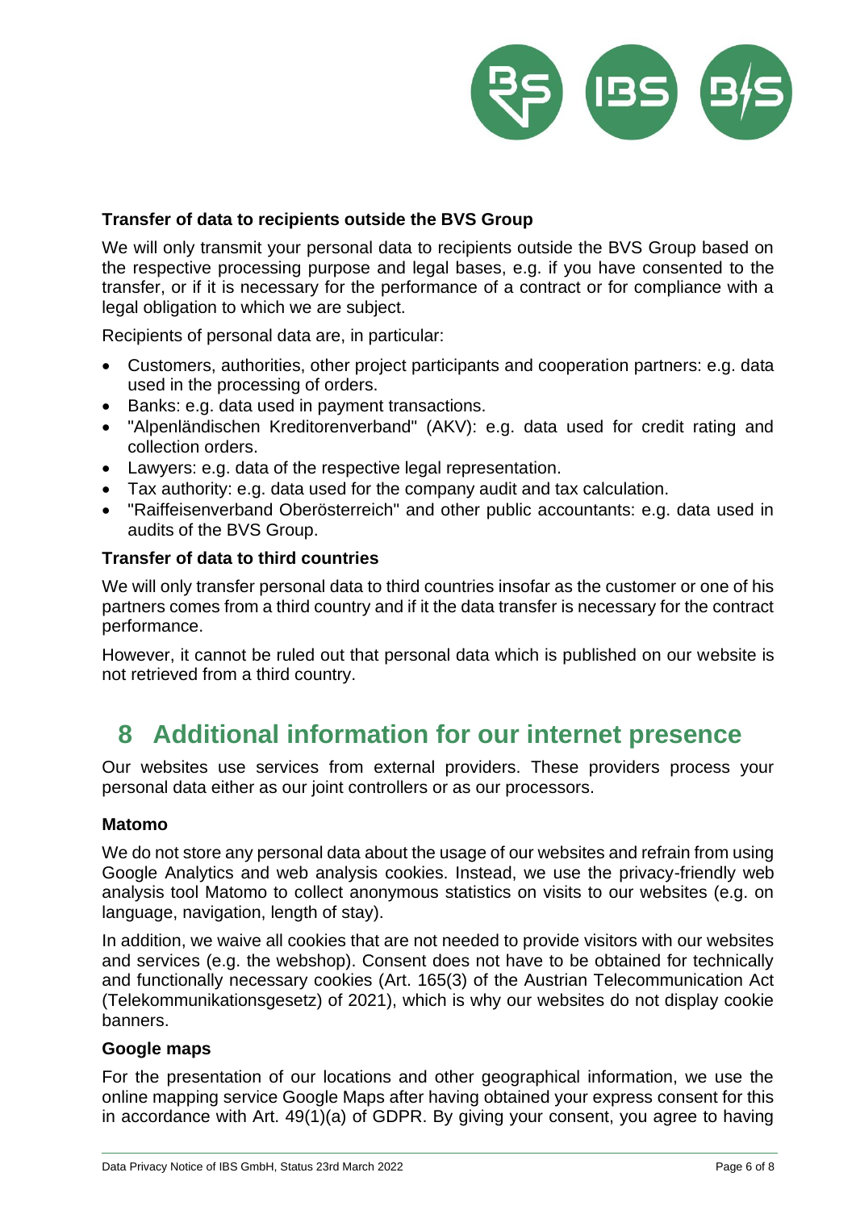### Transfer of data to recipients outside the BVS Group

We will only transmit your personal data to recipients outside the BVS Group based on the respective processing purpose and legal bases, e.g. if you have consented to the transfer, or if it is necessary for the performance of a contract or for compliance with a legal obligation to which we are subject.

Recipients of personal data are, in particular:

- Customers, authorities, other project participants and cooperation partners: e.g. data used in the processing of orders.
- Banks: e.g. data used in payment transactions.
- "Alpenländischen Kreditorenverband" (AKV): e.g. data used for credit rating and collection orders.
- Lawyers: e.g. data of the respective legal representation.
- Tax authority: e.g. data used for the company audit and tax calculation.
- "Raiffeisenverband Oberösterreich" and other public accountants: e.g. data used in audits of the BVS Group.

### Transfer of data to third countries

We will only transfer personal data to third countries insofar as the customer or one of his partners comes from a third country and if it the data transfer is necessary for the contract performance.

However, it cannot be ruled out that personal data which is published on our website is not retrieved from a third country.

## 8 Additional information for our internet presence

Our websites use services from external providers. These providers process your personal data either as our joint controllers or as our processors.

### Matomo

We do not store any personal data about the usage of our websites and refrain from using Google Analytics and web analysis cookies. Instead, we use the privacy-friendly web analysis tool Matomo to collect anonymous statistics on visits to our websites (e.g. on language, navigation, length of stay).

In addition, we waive all cookies that are not needed to provide visitors with our websites and services (e.g. the webshop). Consent does not have to be obtained for technically and functionally necessary cookies (Art. 165(3) of the Austrian Telecommunication Act (Telekommunikationsgesetz) of 2021), which is why our websites do not display cookie banners.

### Google maps

For the presentation of our locations and other geographical information, we use the online mapping service Google Maps after having obtained your express consent for this in accordance with Art. 49(1)(a) of GDPR. By giving your consent, you agree to having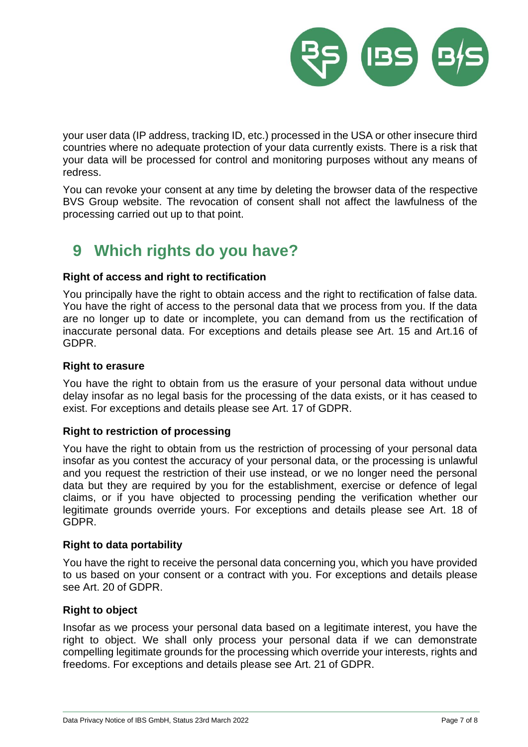your user data (IP address, tracking ID, etc.) processed in the USA or other insecure third countries where no adequate protection of your data currently exists. There is a risk that your data will be processed for control and monitoring purposes without any means of redress.

You can revoke your consent at any time by deleting the browser data of the respective BVS Group website. The revocation of consent shall not affect the lawfulness of the processing carried out up to that point.

# 9 Which rights do you have?

**Right of access and right to rectification**

You principally have the right to obtain access and the right to rectification of false data. You have the right of access to the personal data that we process from you. If the data are no longer up to date or incomplete, you can demand from us the rectification of inaccurate personal data. For exceptions and details please see Art. 15 and Art.16 of GDPR.

**Right to erasure**

You have the right to obtain from us the erasure of your personal data without undue delay insofar as no legal basis for the processing of the data exists, or it has ceased to exist. For exceptions and details please see Art. 17 of GDPR.

**Right to restriction of processing**

You have the right to obtain from us the restriction of processing of your personal data insofar as you contest the accuracy of your personal data, or the processing is unlawful and you request the restriction of their use instead, or we no longer need the personal data but they are required by you for the establishment, exercise or defence of legal claims, or if you have objected to processing pending the verification whether our legitimate grounds override yours. For exceptions and details please see Art. 18 of GDPR.

**Right to data portability**

You have the right to receive the personal data concerning you, which you have provided to us based on your consent or a contract with you. For exceptions and details please see Art. 20 of GDPR.

**Right to object**

Insofar as we process your personal data based on a legitimate interest, you have the right to object. We shall only process your personal data if we can demonstrate compelling legitimate grounds for the processing which override your interests, rights and freedoms. For exceptions and details please see Art. 21 of GDPR.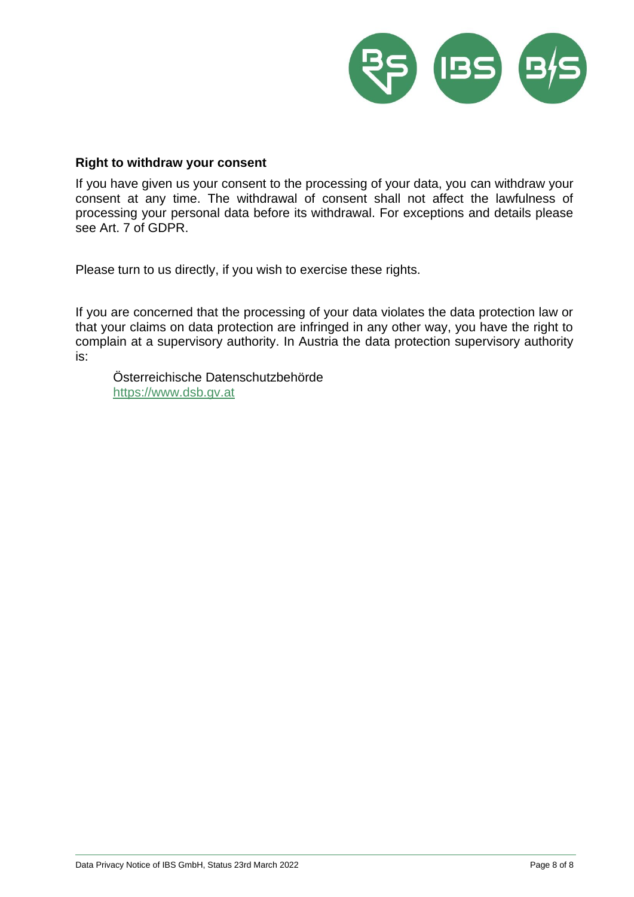**Right to withdraw your consent**

If you have given us your consent to the processing of your data, you can withdraw your consent at any time. The withdrawal of consent shall not affect the lawfulness of processing your personal data before its withdrawal. For exceptions and details please see Art. 7 of GDPR.

Please turn to us directly, if you wish to exercise these rights.

If you are concerned that the processing of your data violates the data protection law or that your claims on data protection are infringed in any other way, you have the right to complain at a supervisory authority. In Austria the data protection supervisory authority is:

Österreichische Datenschutzbehörde
https://www.dsb.gv.at